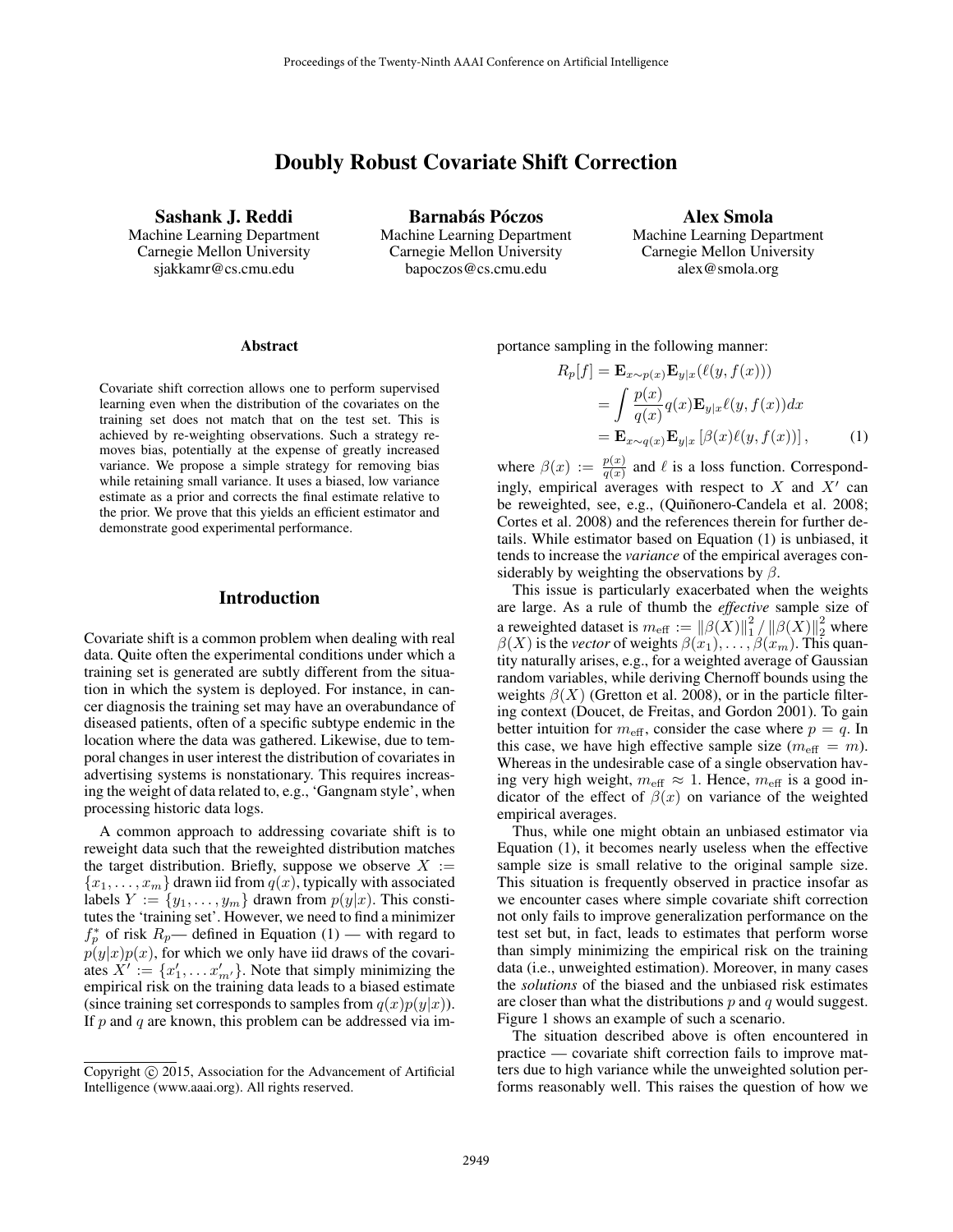# Doubly Robust Covariate Shift Correction

**Sashank J. Reddi**
Machine Learning Department
Carnegie Mellon University
sjakkamr@cs.cmu.edu

**Barnabás Póczos**
Machine Learning Department
Carnegie Mellon University
bapoczos@cs.cmu.edu

**Alex Smola**
Machine Learning Department
Carnegie Mellon University
alex@smola.org

## Abstract

Covariate shift correction allows one to perform supervised learning even when the distribution of the covariates on the training set does not match that on the test set. This is achieved by re-weighting observations. Such a strategy removes bias, potentially at the expense of greatly increased variance. We propose a simple strategy for removing bias while retaining small variance. It uses a biased, low variance estimate as a prior and corrects the final estimate relative to the prior. We prove that this yields an efficient estimator and demonstrate good experimental performance.

## Introduction

Covariate shift is a common problem when dealing with real data. Quite often the experimental conditions under which a training set is generated are subtly different from the situation in which the system is deployed. For instance, in cancer diagnosis the training set may have an overabundance of diseased patients, often of a specific subtype endemic in the location where the data was gathered. Likewise, due to temporal changes in user interest the distribution of covariates in advertising systems is nonstationary. This requires increasing the weight of data related to, e.g., 'Gangnam style', when processing historic data logs.

A common approach to addressing covariate shift is to reweight data such that the reweighted distribution matches the target distribution. Briefly, suppose we observe $X := \{x_1, \ldots, x_m\}$ drawn iid from $q(x)$, typically with associated labels $Y := \{y_1, \ldots, y_m\}$ drawn from $p(y|x)$. This constitutes the 'training set'. However, we need to find a minimizer $f_p^*$ of risk $R_p$— defined in Equation (1) — with regard to $p(y|x)p(x)$, for which we only have iid draws of the covariates $X' := \{x'_1, \ldots x'_{m'}\}$. Note that simply minimizing the empirical risk on the training data leads to a biased estimate (since training set corresponds to samples from $q(x)p(y|x)$). If $p$ and $q$ are known, this problem can be addressed via importance sampling in the following manner:

$$\begin{aligned} R_p[f] &= \mathbf{E}_{x \sim p(x)} \mathbf{E}_{y|x}(\ell(y, f(x))) \\ &= \int \frac{p(x)}{q(x)} q(x) \mathbf{E}_{y|x} \ell(y, f(x)) dx \\ &= \mathbf{E}_{x \sim q(x)} \mathbf{E}_{y|x} \left[ \beta(x) \ell(y, f(x)) \right], \end{aligned} \tag{1}$$

where $\beta(x) := \frac{p(x)}{q(x)}$ and $\ell$ is a loss function. Correspondingly, empirical averages with respect to $X$ and $X'$ can be reweighted, see, e.g., (Quiñonero-Candela et al. 2008; Cortes et al. 2008) and the references therein for further details. While estimator based on Equation (1) is unbiased, it tends to increase the *variance* of the empirical averages considerably by weighting the observations by $\beta$.

This issue is particularly exacerbated when the weights are large. As a rule of thumb the *effective* sample size of a reweighted dataset is $m_{\text{eff}} := \|\beta(X)\|_1^2 / \|\beta(X)\|_2^2$ where $\beta(X)$ is the *vector* of weights $\beta(x_1), \ldots, \beta(x_m)$. This quantity naturally arises, e.g., for a weighted average of Gaussian random variables, while deriving Chernoff bounds using the weights $\beta(X)$ (Gretton et al. 2008), or in the particle filtering context (Doucet, de Freitas, and Gordon 2001). To gain better intuition for $m_{\text{eff}}$, consider the case where $p = q$. In this case, we have high effective sample size ($m_{\text{eff}} = m$). Whereas in the undesirable case of a single observation having very high weight, $m_{\text{eff}} \approx 1$. Hence, $m_{\text{eff}}$ is a good indicator of the effect of $\beta(x)$ on variance of the weighted empirical averages.

Thus, while one might obtain an unbiased estimator via Equation (1), it becomes nearly useless when the effective sample size is small relative to the original sample size. This situation is frequently observed in practice insofar as we encounter cases where simple covariate shift correction not only fails to improve generalization performance on the test set but, in fact, leads to estimates that perform worse than simply minimizing the empirical risk on the training data (i.e., unweighted estimation). Moreover, in many cases the *solutions* of the biased and the unbiased risk estimates are closer than what the distributions $p$ and $q$ would suggest. Figure 1 shows an example of such a scenario.

The situation described above is often encountered in practice — covariate shift correction fails to improve matters due to high variance while the unweighted solution performs reasonably well. This raises the question of how we

Copyright © 2015, Association for the Advancement of Artificial Intelligence (www.aaai.org). All rights reserved.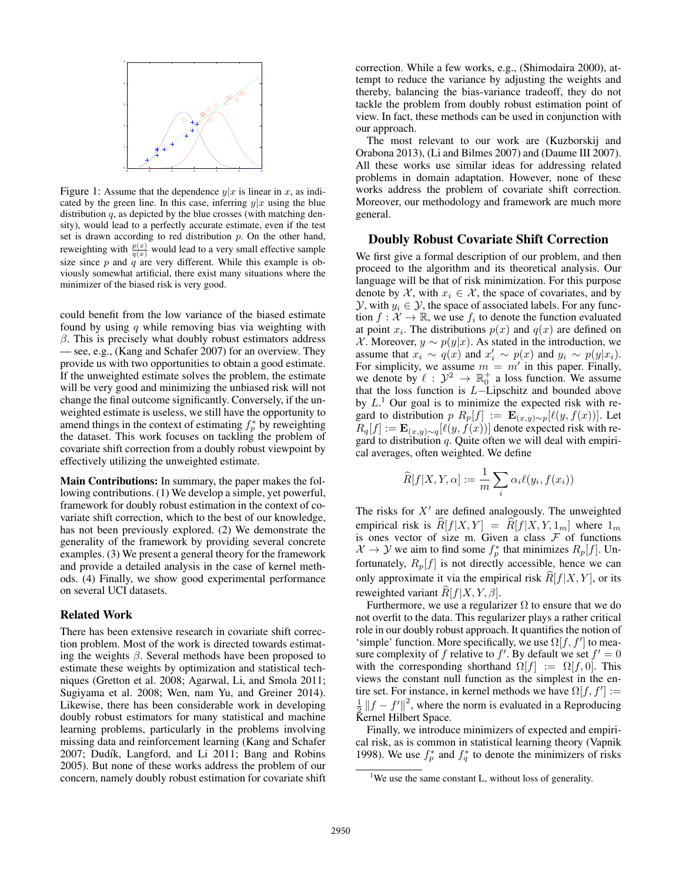Figure 1: Assume that the dependence $y|x$ is linear in $x$, as indicated by the green line. In this case, inferring $y|x$ using the blue distribution $q$, as depicted by the blue crosses (with matching density), would lead to a perfectly accurate estimate, even if the test set is drawn according to red distribution $p$. On the other hand, reweighting with $\frac{p(x)}{q(x)}$ would lead to a very small effective sample size since $p$ and $q$ are very different. While this example is obviously somewhat artificial, there exist many situations where the minimizer of the biased risk is very good.

could benefit from the low variance of the biased estimate found by using $q$ while removing bias via weighting with $\beta$. This is precisely what doubly robust estimators address — see, e.g., (Kang and Schafer 2007) for an overview. They provide us with two opportunities to obtain a good estimate. If the unweighted estimate solves the problem, the estimate will be very good and minimizing the unbiased risk will not change the final outcome significantly. Conversely, if the unweighted estimate is useless, we still have the opportunity to amend things in the context of estimating $f_p^*$ by reweighting the dataset. This work focuses on tackling the problem of covariate shift correction from a doubly robust viewpoint by effectively utilizing the unweighted estimate.

**Main Contributions:** In summary, the paper makes the following contributions. (1) We develop a simple, yet powerful, framework for doubly robust estimation in the context of covariate shift correction, which to the best of our knowledge, has not been previously explored. (2) We demonstrate the generality of the framework by providing several concrete examples. (3) We present a general theory for the framework and provide a detailed analysis in the case of kernel methods. (4) Finally, we show good experimental performance on several UCI datasets.

## Related Work

There has been extensive research in covariate shift correction problem. Most of the work is directed towards estimating the weights $\beta$. Several methods have been proposed to estimate these weights by optimization and statistical techniques (Gretton et al. 2008; Agarwal, Li, and Smola 2011; Sugiyama et al. 2008; Wen, nam Yu, and Greiner 2014). Likewise, there has been considerable work in developing doubly robust estimators for many statistical and machine learning problems, particularly in the problems involving missing data and reinforcement learning (Kang and Schafer 2007; Dudík, Langford, and Li 2011; Bang and Robins 2005). But none of these works address the problem of our concern, namely doubly robust estimation for covariate shift correction. While a few works, e.g., (Shimodaira 2000), attempt to reduce the variance by adjusting the weights and thereby, balancing the bias-variance tradeoff, they do not tackle the problem from doubly robust estimation point of view. In fact, these methods can be used in conjunction with our approach.

The most relevant to our work are (Kuzborskij and Orabona 2013), (Li and Bilmes 2007) and (Daume III 2007). All these works use similar ideas for addressing related problems in domain adaptation. However, none of these works address the problem of covariate shift correction. Moreover, our methodology and framework are much more general.

## Doubly Robust Covariate Shift Correction

We first give a formal description of our problem, and then proceed to the algorithm and its theoretical analysis. Our language will be that of risk minimization. For this purpose denote by $\mathcal{X}$, with $x_i \in \mathcal{X}$, the space of covariates, and by $\mathcal{Y}$, with $y_i \in \mathcal{Y}$, the space of associated labels. For any function $f : \mathcal{X} \to \mathbb{R}$, we use $f_i$ to denote the function evaluated at point $x_i$. The distributions $p(x)$ and $q(x)$ are defined on $\mathcal{X}$. Moreover, $y \sim p(y|x)$. As stated in the introduction, we assume that $x_i \sim q(x)$ and $x'_i \sim p(x)$ and $y_i \sim p(y|x_i)$. For simplicity, we assume $m = m'$ in this paper. Finally, we denote by $\ell : \mathcal{Y}^2 \to \mathbb{R}_0^+$ a loss function. We assume that the loss function is $L-$Lipschitz and bounded above by $L$.[1] Our goal is to minimize the expected risk with regard to distribution $p$ $R_p[f] := \mathbf{E}_{(x,y)\sim p}[\ell(y, f(x))]$. Let $R_q[f] := \mathbf{E}_{(x,y)\sim q}[\ell(y, f(x))]$ denote expected risk with regard to distribution $q$. Quite often we will deal with empirical averages, often weighted. We define

$$\widehat{R}[f|X, Y, \alpha] := \frac{1}{m} \sum_i \alpha_i \ell(y_i, f(x_i))$$

The risks for $X'$ are defined analogously. The unweighted empirical risk is $\widehat{R}[f|X, Y] = \widehat{R}[f|X, Y, 1_m]$ where $1_m$ is ones vector of size m. Given a class $\mathcal{F}$ of functions $\mathcal{X} \to \mathcal{Y}$ we aim to find some $f_p^*$ that minimizes $R_p[f]$. Unfortunately, $R_p[f]$ is not directly accessible, hence we can only approximate it via the empirical risk $\widehat{R}[f|X, Y]$, or its reweighted variant $\widehat{R}[f|X, Y, \beta]$.

Furthermore, we use a regularizer $\Omega$ to ensure that we do not overfit to the data. This regularizer plays a rather critical role in our doubly robust approach. It quantifies the notion of 'simple' function. More specifically, we use $\Omega[f, f']$ to measure complexity of $f$ relative to $f'$. By default we set $f' = 0$ with the corresponding shorthand $\Omega[f] := \Omega[f, 0]$. This views the constant null function as the simplest in the entire set. For instance, in kernel methods we have $\Omega[f, f'] := \frac{1}{2}\|f - f'\|^2$, where the norm is evaluated in a Reproducing Kernel Hilbert Space.

Finally, we introduce minimizers of expected and empirical risk, as is common in statistical learning theory (Vapnik 1998). We use $f_p^*$ and $f_q^*$ to denote the minimizers of risks

[1] We use the same constant L, without loss of generality.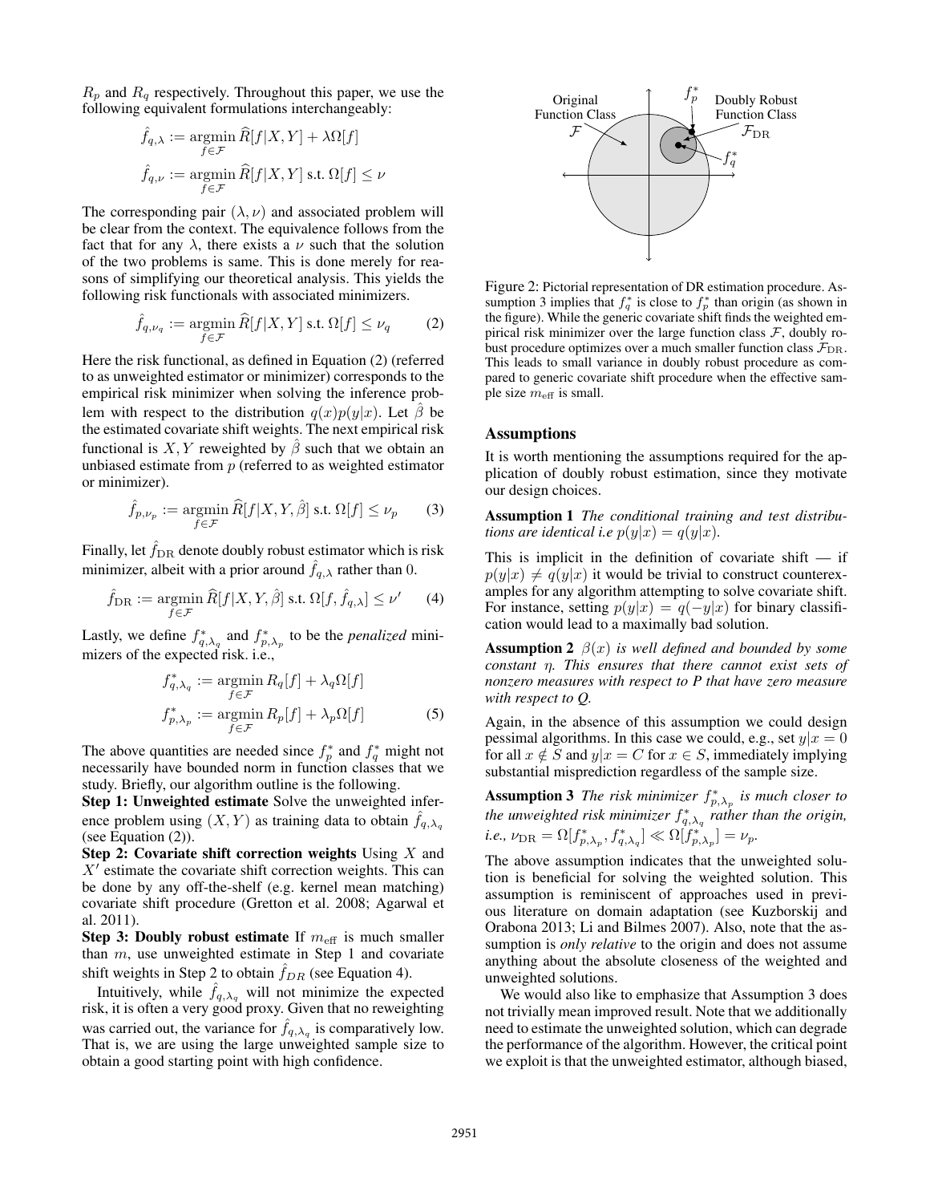$R_p$ and $R_q$ respectively. Throughout this paper, we use the following equivalent formulations interchangeably:

$$\hat{f}_{q,\lambda} := \operatorname*{argmin}_{f \in \mathcal{F}} \widehat{R}[f|X,Y] + \lambda \Omega[f]$$

$$\hat{f}_{q,\nu} := \operatorname*{argmin}_{f \in \mathcal{F}} \widehat{R}[f|X,Y] \text{ s.t. } \Omega[f] \leq \nu$$

The corresponding pair $(\lambda, \nu)$ and associated problem will be clear from the context. The equivalence follows from the fact that for any $\lambda$, there exists a $\nu$ such that the solution of the two problems is same. This is done merely for reasons of simplifying our theoretical analysis. This yields the following risk functionals with associated minimizers.

$$\hat{f}_{q,\nu_q} := \operatorname*{argmin}_{f \in \mathcal{F}} \widehat{R}[f|X,Y] \text{ s.t. } \Omega[f] \leq \nu_q \tag{2}$$

Here the risk functional, as defined in Equation (2) (referred to as unweighted estimator or minimizer) corresponds to the empirical risk minimizer when solving the inference problem with respect to the distribution $q(x)p(y|x)$. Let $\hat{\beta}$ be the estimated covariate shift weights. The next empirical risk functional is $X, Y$ reweighted by $\hat{\beta}$ such that we obtain an unbiased estimate from $p$ (referred to as weighted estimator or minimizer).

$$\hat{f}_{p,\nu_p} := \operatorname*{argmin}_{f \in \mathcal{F}} \widehat{R}[f|X,Y,\hat{\beta}] \text{ s.t. } \Omega[f] \leq \nu_p \tag{3}$$

Finally, let $\hat{f}_{\mathrm{DR}}$ denote doubly robust estimator which is risk minimizer, albeit with a prior around $\hat{f}_{q,\lambda}$ rather than 0.

$$\hat{f}_{\mathrm{DR}} := \operatorname*{argmin}_{f \in \mathcal{F}} \widehat{R}[f|X,Y,\hat{\beta}] \text{ s.t. } \Omega[f, \hat{f}_{q,\lambda}] \leq \nu' \tag{4}$$

Lastly, we define $f^*_{q,\lambda_q}$ and $f^*_{p,\lambda_p}$ to be the *penalized* minimizers of the expected risk. i.e.,

$$f^*_{q,\lambda_q} := \operatorname*{argmin}_{f \in \mathcal{F}} R_q[f] + \lambda_q \Omega[f]$$

$$f^*_{p,\lambda_p} := \operatorname*{argmin}_{f \in \mathcal{F}} R_p[f] + \lambda_p \Omega[f] \tag{5}$$

The above quantities are needed since $f^*_p$ and $f^*_q$ might not necessarily have bounded norm in function classes that we study. Briefly, our algorithm outline is the following.

**Step 1: Unweighted estimate** Solve the unweighted inference problem using $(X, Y)$ as training data to obtain $\hat{f}_{q,\lambda_q}$ (see Equation (2)).

**Step 2: Covariate shift correction weights** Using $X$ and $X'$ estimate the covariate shift correction weights. This can be done by any off-the-shelf (e.g. kernel mean matching) covariate shift procedure (Gretton et al. 2008; Agarwal et al. 2011).

**Step 3: Doubly robust estimate** If $m_{\mathrm{eff}}$ is much smaller than $m$, use unweighted estimate in Step 1 and covariate shift weights in Step 2 to obtain $\hat{f}_{DR}$ (see Equation 4).

Intuitively, while $\hat{f}_{q,\lambda_q}$ will not minimize the expected risk, it is often a very good proxy. Given that no reweighting was carried out, the variance for $\hat{f}_{q,\lambda_q}$ is comparatively low. That is, we are using the large unweighted sample size to obtain a good starting point with high confidence.

Original Function Class $\mathcal{F}$

$f^*_p$

Doubly Robust Function Class $\mathcal{F}_{\mathrm{DR}}$

$f^*_q$

Figure 2: Pictorial representation of DR estimation procedure. Assumption 3 implies that $f^*_q$ is close to $f^*_p$ than origin (as shown in the figure). While the generic covariate shift finds the weighted empirical risk minimizer over the large function class $\mathcal{F}$, doubly robust procedure optimizes over a much smaller function class $\mathcal{F}_{\mathrm{DR}}$. This leads to small variance in doubly robust procedure as compared to generic covariate shift procedure when the effective sample size $m_{\mathrm{eff}}$ is small.

## Assumptions

It is worth mentioning the assumptions required for the application of doubly robust estimation, since they motivate our design choices.

**Assumption 1** *The conditional training and test distributions are identical i.e $p(y|x) = q(y|x)$.*

This is implicit in the definition of covariate shift — if $p(y|x) \neq q(y|x)$ it would be trivial to construct counterexamples for any algorithm attempting to solve covariate shift. For instance, setting $p(y|x) = q(-y|x)$ for binary classification would lead to a maximally bad solution.

**Assumption 2** *$\beta(x)$ is well defined and bounded by some constant $\eta$. This ensures that there cannot exist sets of nonzero measures with respect to P that have zero measure with respect to Q.*

Again, in the absence of this assumption we could design pessimal algorithms. In this case we could, e.g., set $y|x = 0$ for all $x \notin S$ and $y|x = C$ for $x \in S$, immediately implying substantial misprediction regardless of the sample size.

**Assumption 3** *The risk minimizer $f^*_{p,\lambda_p}$ is much closer to the unweighted risk minimizer $f^*_{q,\lambda_q}$ rather than the origin, i.e., $\nu_{\mathrm{DR}} = \Omega[f^*_{p,\lambda_p}, f^*_{q,\lambda_q}] \ll \Omega[f^*_{p,\lambda_p}] = \nu_p$.*

The above assumption indicates that the unweighted solution is beneficial for solving the weighted solution. This assumption is reminiscent of approaches used in previous literature on domain adaptation (see Kuzborskij and Orabona 2013; Li and Bilmes 2007). Also, note that the assumption is *only relative* to the origin and does not assume anything about the absolute closeness of the weighted and unweighted solutions.

We would also like to emphasize that Assumption 3 does not trivially mean improved result. Note that we additionally need to estimate the unweighted solution, which can degrade the performance of the algorithm. However, the critical point we exploit is that the unweighted estimator, although biased,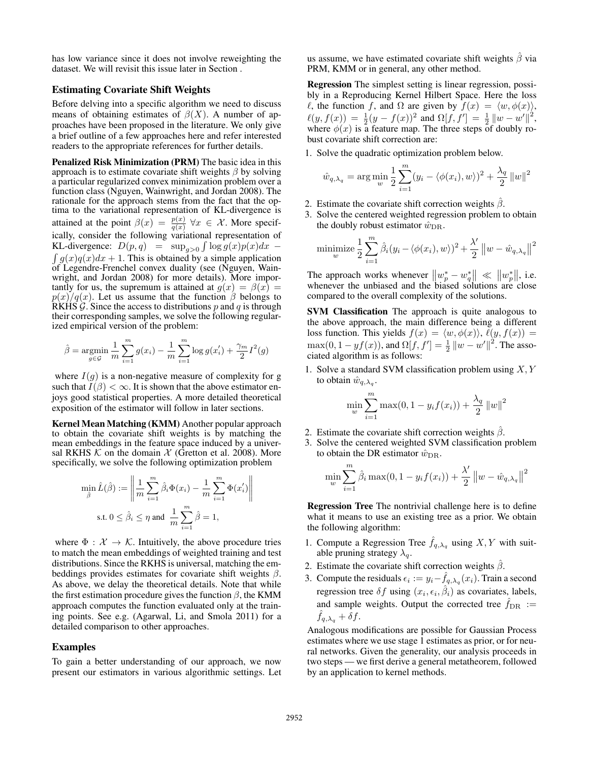has low variance since it does not involve reweighting the dataset. We will revisit this issue later in Section .

### Estimating Covariate Shift Weights

Before delving into a specific algorithm we need to discuss means of obtaining estimates of $\beta(X)$. A number of approaches have been proposed in the literature. We only give a brief outline of a few approaches here and refer interested readers to the appropriate references for further details.

**Penalized Risk Minimization (PRM)** The basic idea in this approach is to estimate covariate shift weights $\beta$ by solving a particular regularized convex minimization problem over a function class (Nguyen, Wainwright, and Jordan 2008). The rationale for the approach stems from the fact that the optima to the variational representation of KL-divergence is attained at the point $\beta(x) = \frac{p(x)}{q(x)}\ \forall x \in \mathcal{X}$. More specifically, consider the following variational representation of KL-divergence: $D(p,q) = \sup_{g>0} \int \log g(x)p(x)dx - \int g(x)q(x)dx + 1$. This is obtained by a simple application of Legendre-Frenchel convex duality (see (Nguyen, Wainwright, and Jordan 2008) for more details). More importantly for us, the supremum is attained at $g(x) = \beta(x) = p(x)/q(x)$. Let us assume that the function $\beta$ belongs to RKHS $\mathcal{G}$. Since the access to distributions $p$ and $q$ is through their corresponding samples, we solve the following regularized empirical version of the problem:

$$\hat{\beta} = \operatorname*{argmin}_{g \in \mathcal{G}} \frac{1}{m}\sum_{i=1}^{m} g(x_i) - \frac{1}{m}\sum_{i=1}^{m} \log g(x'_i) + \frac{\gamma_m}{2} I^2(g)$$

where $I(g)$ is a non-negative measure of complexity for g such that $I(\beta) < \infty$. It is shown that the above estimator enjoys good statistical properties. A more detailed theoretical exposition of the estimator will follow in later sections.

**Kernel Mean Matching (KMM)** Another popular approach to obtain the covariate shift weights is by matching the mean embeddings in the feature space induced by a universal RKHS $\mathcal{K}$ on the domain $\mathcal{X}$ (Gretton et al. 2008). More specifically, we solve the following optimization problem

$$\min_{\hat{\beta}} \hat{L}(\hat{\beta}) := \left\| \frac{1}{m}\sum_{i=1}^{m} \hat{\beta}_i \Phi(x_i) - \frac{1}{m}\sum_{i=1}^{m} \Phi(x'_i) \right\|$$
$$\text{s.t. } 0 \le \hat{\beta}_i \le \eta \text{ and } \frac{1}{m}\sum_{i=1}^{m} \hat{\beta} = 1,$$

where $\Phi : \mathcal{X} \to \mathcal{K}$. Intuitively, the above procedure tries to match the mean embeddings of weighted training and test distributions. Since the RKHS is universal, matching the embeddings provides estimates for covariate shift weights $\beta$. As above, we delay the theoretical details. Note that while the first estimation procedure gives the function $\beta$, the KMM approach computes the function evaluated only at the training points. See e.g. (Agarwal, Li, and Smola 2011) for a detailed comparison to other approaches.

### Examples

To gain a better understanding of our approach, we now present our estimators in various algorithmic settings. Let us assume, we have estimated covariate shift weights $\hat{\beta}$ via PRM, KMM or in general, any other method.

**Regression** The simplest setting is linear regression, possibly in a Reproducing Kernel Hilbert Space. Here the loss $\ell$, the function $f$, and $\Omega$ are given by $f(x) = \langle w, \phi(x)\rangle$, $\ell(y, f(x)) = \frac{1}{2}(y - f(x))^2$ and $\Omega[f, f'] = \frac{1}{2}\|w - w'\|^2$, where $\phi(x)$ is a feature map. The three steps of doubly robust covariate shift correction are:

1. Solve the quadratic optimization problem below.
$$\hat{w}_{q,\lambda_q} = \arg\min_{w} \frac{1}{2}\sum_{i=1}^{m}(y_i - \langle \phi(x_i), w\rangle)^2 + \frac{\lambda_q}{2}\|w\|^2$$
2. Estimate the covariate shift correction weights $\hat{\beta}$.
3. Solve the centered weighted regression problem to obtain the doubly robust estimator $\hat{w}_{\mathrm{DR}}$.
$$\operatorname*{minimize}_{w} \frac{1}{2}\sum_{i=1}^{m}\hat{\beta}_i(y_i - \langle \phi(x_i), w\rangle)^2 + \frac{\lambda'}{2}\left\|w - \hat{w}_{q,\lambda_q}\right\|^2$$

The approach works whenever $\|w_p^* - w_q^*\| \ll \|w_p^*\|$, i.e. whenever the unbiased and the biased solutions are close compared to the overall complexity of the solutions.

**SVM Classification** The approach is quite analogous to the above approach, the main difference being a different loss function. This yields $f(x) = \langle w, \phi(x)\rangle$, $\ell(y, f(x)) = \max(0, 1 - yf(x))$, and $\Omega[f, f'] = \frac{1}{2}\|w - w'\|^2$. The associated algorithm is as follows:

1. Solve a standard SVM classification problem using $X, Y$ to obtain $\hat{w}_{q,\lambda_q}$.
$$\min_{w} \sum_{i=1}^{m} \max(0, 1 - y_i f(x_i)) + \frac{\lambda_q}{2}\|w\|^2$$
2. Estimate the covariate shift correction weights $\hat{\beta}$.
3. Solve the centered weighted SVM classification problem to obtain the DR estimator $\hat{w}_{\mathrm{DR}}$.
$$\min_{w} \sum_{i=1}^{m} \hat{\beta}_i \max(0, 1 - y_i f(x_i)) + \frac{\lambda'}{2}\left\|w - \hat{w}_{q,\lambda_q}\right\|^2$$

**Regression Tree** The nontrivial challenge here is to define what it means to use an existing tree as a prior. We obtain the following algorithm:

1. Compute a Regression Tree $\hat{f}_{q,\lambda_q}$ using $X, Y$ with suitable pruning strategy $\lambda_q$.
2. Estimate the covariate shift correction weights $\hat{\beta}$.
3. Compute the residuals $\epsilon_i := y_i - \hat{f}_{q,\lambda_q}(x_i)$. Train a second regression tree $\delta f$ using $(x_i, \epsilon_i, \hat{\beta}_i)$ as covariates, labels, and sample weights. Output the corrected tree $\hat{f}_{\mathrm{DR}} := \hat{f}_{q,\lambda_q} + \delta f$.

Analogous modifications are possible for Gaussian Process estimates where we use stage 1 estimates as prior, or for neural networks. Given the generality, our analysis proceeds in two steps — we first derive a general metatheorem, followed by an application to kernel methods.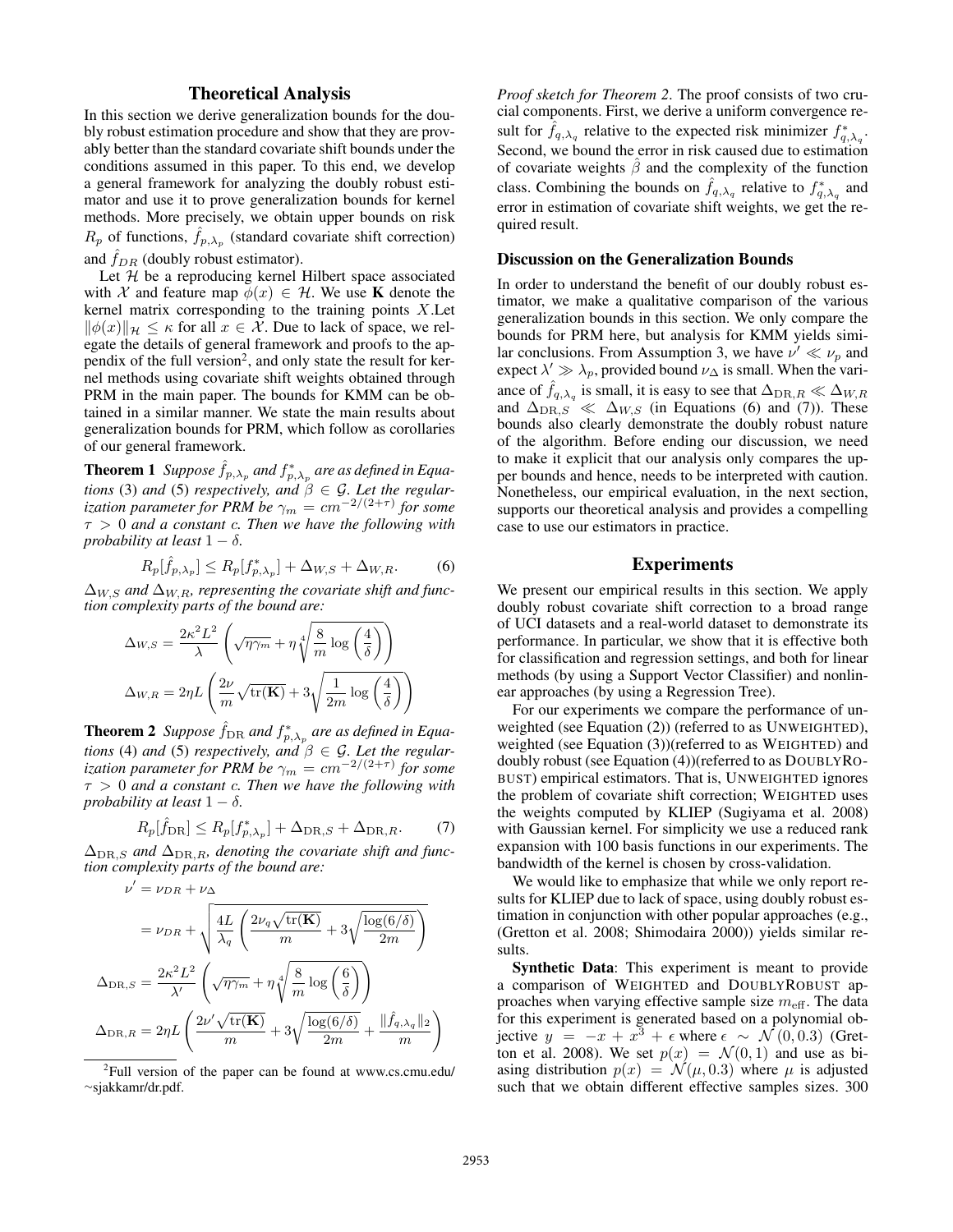## Theoretical Analysis

In this section we derive generalization bounds for the doubly robust estimation procedure and show that they are provably better than the standard covariate shift bounds under the conditions assumed in this paper. To this end, we develop a general framework for analyzing the doubly robust estimator and use it to prove generalization bounds for kernel methods. More precisely, we obtain upper bounds on risk $R_p$ of functions, $\hat{f}_{p,\lambda_p}$ (standard covariate shift correction) and $\hat{f}_{DR}$ (doubly robust estimator).

Let $\mathcal{H}$ be a reproducing kernel Hilbert space associated with $\mathcal{X}$ and feature map $\phi(x) \in \mathcal{H}$. We use $\mathbf{K}$ denote the kernel matrix corresponding to the training points $X$.Let $\|\phi(x)\|_{\mathcal{H}} \leq \kappa$ for all $x \in \mathcal{X}$. Due to lack of space, we relegate the details of general framework and proofs to the appendix of the full version[2], and only state the result for kernel methods using covariate shift weights obtained through PRM in the main paper. The bounds for KMM can be obtained in a similar manner. We state the main results about generalization bounds for PRM, which follow as corollaries of our general framework.

**Theorem 1** *Suppose $\hat{f}_{p,\lambda_p}$ and $f^*_{p,\lambda_p}$ are as defined in Equations* (3) *and* (5) *respectively, and $\beta \in \mathcal{G}$. Let the regularization parameter for PRM be $\gamma_m = cm^{-2/(2+\tau)}$ for some $\tau > 0$ and a constant $c$. Then we have the following with probability at least $1 - \delta$.*

$$R_p[\hat{f}_{p,\lambda_p}] \leq R_p[f^*_{p,\lambda_p}] + \Delta_{W,S} + \Delta_{W,R}. \tag{6}$$

*$\Delta_{W,S}$ and $\Delta_{W,R}$, representing the covariate shift and function complexity parts of the bound are:*

$$\Delta_{W,S} = \frac{2\kappa^2 L^2}{\lambda}\left(\sqrt{\eta\gamma_m} + \eta\sqrt[4]{\frac{8}{m}\log\left(\frac{4}{\delta}\right)}\right)$$

$$\Delta_{W,R} = 2\eta L\left(\frac{2\nu}{m}\sqrt{\operatorname{tr}(\mathbf{K})} + 3\sqrt{\frac{1}{2m}\log\left(\frac{4}{\delta}\right)}\right)$$

**Theorem 2** *Suppose $\hat{f}_{\mathrm{DR}}$ and $f^*_{p,\lambda_p}$ are as defined in Equations* (4) *and* (5) *respectively, and $\beta \in \mathcal{G}$. Let the regularization parameter for PRM be $\gamma_m = cm^{-2/(2+\tau)}$ for some $\tau > 0$ and a constant $c$. Then we have the following with probability at least $1 - \delta$.*

$$R_p[\hat{f}_{\mathrm{DR}}] \leq R_p[f^*_{p,\lambda_p}] + \Delta_{\mathrm{DR},S} + \Delta_{\mathrm{DR},R}. \tag{7}$$

*$\Delta_{\mathrm{DR},S}$ and $\Delta_{\mathrm{DR},R}$, denoting the covariate shift and function complexity parts of the bound are:*

$$\nu' = \nu_{DR} + \nu_\Delta$$

$$= \nu_{DR} + \sqrt{\frac{4L}{\lambda_q}\left(\frac{2\nu_q\sqrt{\operatorname{tr}(\mathbf{K})}}{m} + 3\sqrt{\frac{\log(6/\delta)}{2m}}\right)}$$

$$\Delta_{\mathrm{DR},S} = \frac{2\kappa^2 L^2}{\lambda'}\left(\sqrt{\eta\gamma_m} + \eta\sqrt[4]{\frac{8}{m}\log\left(\frac{6}{\delta}\right)}\right)$$

$$\Delta_{\mathrm{DR},R} = 2\eta L\left(\frac{2\nu'\sqrt{\operatorname{tr}(\mathbf{K})}}{m} + 3\sqrt{\frac{\log(6/\delta)}{2m}} + \frac{\|\hat{f}_{q,\lambda_q}\|_2}{m}\right)$$

[2] Full version of the paper can be found at www.cs.cmu.edu/~sjakkamr/dr.pdf.

*Proof sketch for Theorem 2.* The proof consists of two crucial components. First, we derive a uniform convergence result for $\hat{f}_{q,\lambda_q}$ relative to the expected risk minimizer $f^*_{q,\lambda_q}$. Second, we bound the error in risk caused due to estimation of covariate weights $\hat{\beta}$ and the complexity of the function class. Combining the bounds on $\hat{f}_{q,\lambda_q}$ relative to $f^*_{q,\lambda_q}$ and error in estimation of covariate shift weights, we get the required result.

### Discussion on the Generalization Bounds

In order to understand the benefit of our doubly robust estimator, we make a qualitative comparison of the various generalization bounds in this section. We only compare the bounds for PRM here, but analysis for KMM yields similar conclusions. From Assumption 3, we have $\nu' \ll \nu_p$ and expect $\lambda' \gg \lambda_p$, provided bound $\nu_\Delta$ is small. When the variance of $\hat{f}_{q,\lambda_q}$ is small, it is easy to see that $\Delta_{\mathrm{DR},R} \ll \Delta_{W,R}$ and $\Delta_{\mathrm{DR},S} \ll \Delta_{W,S}$ (in Equations (6) and (7)). These bounds also clearly demonstrate the doubly robust nature of the algorithm. Before ending our discussion, we need to make it explicit that our analysis only compares the upper bounds and hence, needs to be interpreted with caution. Nonetheless, our empirical evaluation, in the next section, supports our theoretical analysis and provides a compelling case to use our estimators in practice.

## Experiments

We present our empirical results in this section. We apply doubly robust covariate shift correction to a broad range of UCI datasets and a real-world dataset to demonstrate its performance. In particular, we show that it is effective both for classification and regression settings, and both for linear methods (by using a Support Vector Classifier) and nonlinear approaches (by using a Regression Tree).

For our experiments we compare the performance of unweighted (see Equation (2)) (referred to as UNWEIGHTED), weighted (see Equation (3))(referred to as WEIGHTED) and doubly robust (see Equation (4))(referred to as DOUBLYROBUST) empirical estimators. That is, UNWEIGHTED ignores the problem of covariate shift correction; WEIGHTED uses the weights computed by KLIEP (Sugiyama et al. 2008) with Gaussian kernel. For simplicity we use a reduced rank expansion with 100 basis functions in our experiments. The bandwidth of the kernel is chosen by cross-validation.

We would like to emphasize that while we only report results for KLIEP due to lack of space, using doubly robust estimation in conjunction with other popular approaches (e.g., (Gretton et al. 2008; Shimodaira 2000)) yields similar results.

**Synthetic Data**: This experiment is meant to provide a comparison of WEIGHTED and DOUBLYROBUST approaches when varying effective sample size $m_{\text{eff}}$. The data for this experiment is generated based on a polynomial objective $y = -x + x^3 + \epsilon$ where $\epsilon \sim \mathcal{N}(0, 0.3)$ (Gretton et al. 2008). We set $p(x) = \mathcal{N}(0, 1)$ and use as biasing distribution $p(x) = \mathcal{N}(\mu, 0.3)$ where $\mu$ is adjusted such that we obtain different effective samples sizes. 300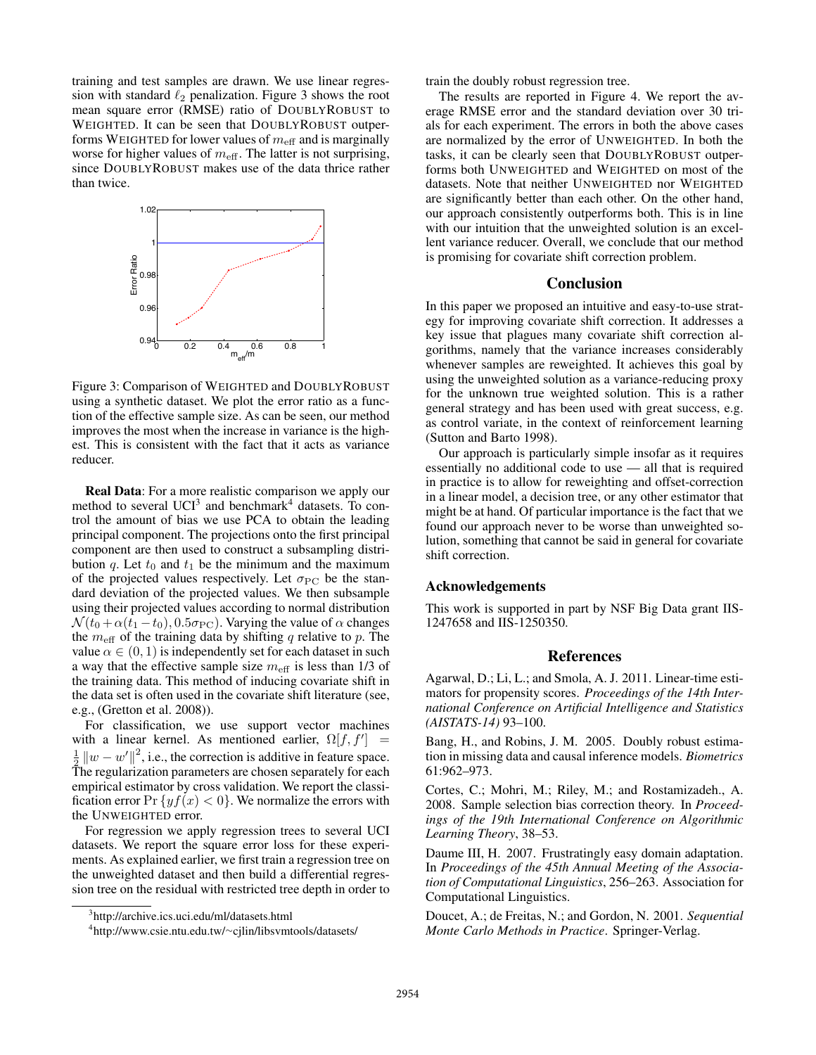training and test samples are drawn. We use linear regression with standard $\ell_2$ penalization. Figure 3 shows the root mean square error (RMSE) ratio of DOUBLYROBUST to WEIGHTED. It can be seen that DOUBLYROBUST outperforms WEIGHTED for lower values of $m_{\text{eff}}$ and is marginally worse for higher values of $m_{\text{eff}}$. The latter is not surprising, since DOUBLYROBUST makes use of the data thrice rather than twice.

1.02
1
0.98
0.96
0.94
Error Ratio
0
0.2
0.4
0.6
0.8
1
$m_{\text{eff}}/m$

Figure 3: Comparison of WEIGHTED and DOUBLYROBUST using a synthetic dataset. We plot the error ratio as a function of the effective sample size. As can be seen, our method improves the most when the increase in variance is the highest. This is consistent with the fact that it acts as variance reducer.

**Real Data**: For a more realistic comparison we apply our method to several UCI[3] and benchmark[4] datasets. To control the amount of bias we use PCA to obtain the leading principal component. The projections onto the first principal component are then used to construct a subsampling distribution $q$. Let $t_0$ and $t_1$ be the minimum and the maximum of the projected values respectively. Let $\sigma_{\text{PC}}$ be the standard deviation of the projected values. We then subsample using their projected values according to normal distribution $\mathcal{N}(t_0 + \alpha(t_1 - t_0), 0.5\sigma_{\text{PC}})$. Varying the value of $\alpha$ changes the $m_{\text{eff}}$ of the training data by shifting $q$ relative to $p$. The value $\alpha \in (0, 1)$ is independently set for each dataset in such a way that the effective sample size $m_{\text{eff}}$ is less than 1/3 of the training data. This method of inducing covariate shift in the data set is often used in the covariate shift literature (see, e.g., (Gretton et al. 2008)).

For classification, we use support vector machines with a linear kernel. As mentioned earlier, $\Omega[f, f'] = \frac{1}{2} \|w - w'\|^2$, i.e., the correction is additive in feature space. The regularization parameters are chosen separately for each empirical estimator by cross validation. We report the classification error $\Pr\{yf(x) < 0\}$. We normalize the errors with the UNWEIGHTED error.

For regression we apply regression trees to several UCI datasets. We report the square error loss for these experiments. As explained earlier, we first train a regression tree on the unweighted dataset and then build a differential regression tree on the residual with restricted tree depth in order to train the doubly robust regression tree.

The results are reported in Figure 4. We report the average RMSE error and the standard deviation over 30 trials for each experiment. The errors in both the above cases are normalized by the error of UNWEIGHTED. In both the tasks, it can be clearly seen that DOUBLYROBUST outperforms both UNWEIGHTED and WEIGHTED on most of the datasets. Note that neither UNWEIGHTED nor WEIGHTED are significantly better than each other. On the other hand, our approach consistently outperforms both. This is in line with our intuition that the unweighted solution is an excellent variance reducer. Overall, we conclude that our method is promising for covariate shift correction problem.

[3] http://archive.ics.uci.edu/ml/datasets.html

[4] http://www.csie.ntu.edu.tw/~cjlin/libsvmtools/datasets/

## Conclusion

In this paper we proposed an intuitive and easy-to-use strategy for improving covariate shift correction. It addresses a key issue that plagues many covariate shift correction algorithms, namely that the variance increases considerably whenever samples are reweighted. It achieves this goal by using the unweighted solution as a variance-reducing proxy for the unknown true weighted solution. This is a rather general strategy and has been used with great success, e.g. as control variate, in the context of reinforcement learning (Sutton and Barto 1998).

Our approach is particularly simple insofar as it requires essentially no additional code to use — all that is required in practice is to allow for reweighting and offset-correction in a linear model, a decision tree, or any other estimator that might be at hand. Of particular importance is the fact that we found our approach never to be worse than unweighted solution, something that cannot be said in general for covariate shift correction.

### Acknowledgements

This work is supported in part by NSF Big Data grant IIS-1247658 and IIS-1250350.

## References

Agarwal, D.; Li, L.; and Smola, A. J. 2011. Linear-time estimators for propensity scores. *Proceedings of the 14th International Conference on Artificial Intelligence and Statistics (AISTATS-14)* 93–100.

Bang, H., and Robins, J. M. 2005. Doubly robust estimation in missing data and causal inference models. *Biometrics* 61:962–973.

Cortes, C.; Mohri, M.; Riley, M.; and Rostamizadeh., A. 2008. Sample selection bias correction theory. In *Proceedings of the 19th International Conference on Algorithmic Learning Theory*, 38–53.

Daume III, H. 2007. Frustratingly easy domain adaptation. In *Proceedings of the 45th Annual Meeting of the Association of Computational Linguistics*, 256–263. Association for Computational Linguistics.

Doucet, A.; de Freitas, N.; and Gordon, N. 2001. *Sequential Monte Carlo Methods in Practice*. Springer-Verlag.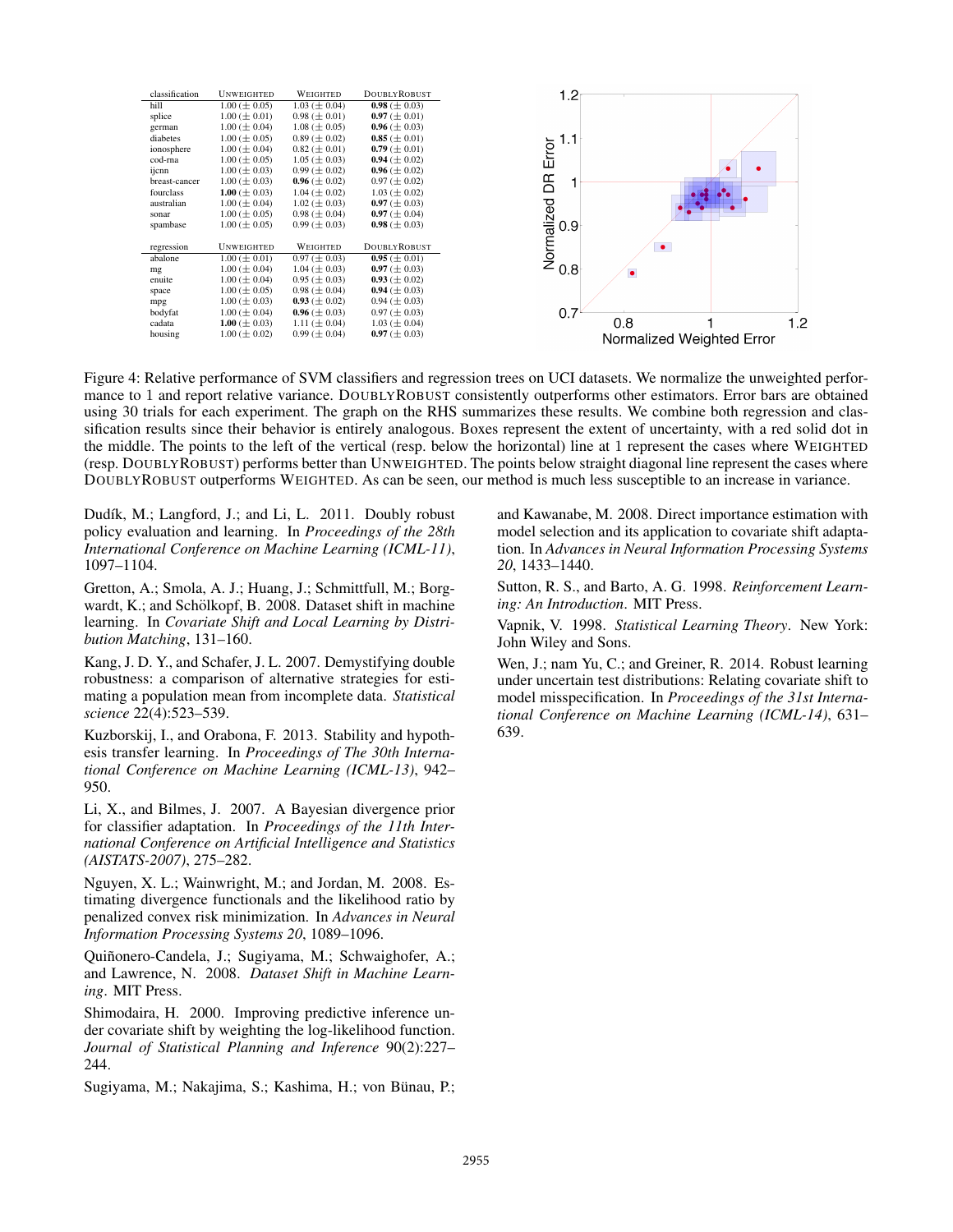| classification | UNWEIGHTED | WEIGHTED | DOUBLYROBUST |
|---|---|---|---|
| hill | 1.00 (± 0.05) | 1.03 (± 0.04) | **0.98** (± 0.03) |
| splice | 1.00 (± 0.01) | 0.98 (± 0.01) | **0.97** (± 0.01) |
| german | 1.00 (± 0.04) | 1.08 (± 0.05) | **0.96** (± 0.03) |
| diabetes | 1.00 (± 0.05) | 0.89 (± 0.02) | **0.85** (± 0.01) |
| ionosphere | 1.00 (± 0.04) | 0.82 (± 0.01) | **0.79** (± 0.01) |
| cod-rna | 1.00 (± 0.05) | 1.05 (± 0.03) | **0.94** (± 0.02) |
| ijcnn | 1.00 (± 0.03) | 0.99 (± 0.02) | **0.96** (± 0.02) |
| breast-cancer | 1.00 (± 0.03) | **0.96** (± 0.02) | 0.97 (± 0.02) |
| fourclass | **1.00** (± 0.03) | 1.04 (± 0.02) | 1.03 (± 0.02) |
| australian | 1.00 (± 0.04) | 1.02 (± 0.03) | **0.97** (± 0.03) |
| sonar | 1.00 (± 0.05) | 0.98 (± 0.04) | **0.97** (± 0.04) |
| spambase | 1.00 (± 0.05) | 0.99 (± 0.03) | **0.98** (± 0.03) |

| regression | UNWEIGHTED | WEIGHTED | DOUBLYROBUST |
|---|---|---|---|
| abalone | 1.00 (± 0.01) | 0.97 (± 0.03) | **0.95** (± 0.01) |
| mg | 1.00 (± 0.04) | 1.04 (± 0.03) | **0.97** (± 0.03) |
| enuite | 1.00 (± 0.04) | 0.95 (± 0.03) | **0.93** (± 0.02) |
| space | 1.00 (± 0.05) | 0.98 (± 0.04) | **0.94** (± 0.03) |
| mpg | 1.00 (± 0.03) | **0.93** (± 0.02) | 0.94 (± 0.03) |
| bodyfat | 1.00 (± 0.04) | **0.96** (± 0.03) | 0.97 (± 0.03) |
| cadata | **1.00** (± 0.03) | 1.11 (± 0.04) | 1.03 (± 0.04) |
| housing | 1.00 (± 0.02) | 0.99 (± 0.04) | **0.97** (± 0.03) |

Normalized DR Error
1.2
1.1
1
0.9
0.8
0.7
0.8
1
1.2
Normalized Weighted Error

Figure 4: Relative performance of SVM classifiers and regression trees on UCI datasets. We normalize the unweighted performance to 1 and report relative variance. DOUBLYROBUST consistently outperforms other estimators. Error bars are obtained using 30 trials for each experiment. The graph on the RHS summarizes these results. We combine both regression and classification results since their behavior is entirely analogous. Boxes represent the extent of uncertainty, with a red solid dot in the middle. The points to the left of the vertical (resp. below the horizontal) line at 1 represent the cases where WEIGHTED (resp. DOUBLYROBUST) performs better than UNWEIGHTED. The points below straight diagonal line represent the cases where DOUBLYROBUST outperforms WEIGHTED. As can be seen, our method is much less susceptible to an increase in variance.

Dudík, M.; Langford, J.; and Li, L. 2011. Doubly robust policy evaluation and learning. In *Proceedings of the 28th International Conference on Machine Learning (ICML-11)*, 1097–1104.

Gretton, A.; Smola, A. J.; Huang, J.; Schmittfull, M.; Borgwardt, K.; and Schölkopf, B. 2008. Dataset shift in machine learning. In *Covariate Shift and Local Learning by Distribution Matching*, 131–160.

Kang, J. D. Y., and Schafer, J. L. 2007. Demystifying double robustness: a comparison of alternative strategies for estimating a population mean from incomplete data. *Statistical science* 22(4):523–539.

Kuzborskij, I., and Orabona, F. 2013. Stability and hypothesis transfer learning. In *Proceedings of The 30th International Conference on Machine Learning (ICML-13)*, 942–950.

Li, X., and Bilmes, J. 2007. A Bayesian divergence prior for classifier adaptation. In *Proceedings of the 11th International Conference on Artificial Intelligence and Statistics (AISTATS-2007)*, 275–282.

Nguyen, X. L.; Wainwright, M.; and Jordan, M. 2008. Estimating divergence functionals and the likelihood ratio by penalized convex risk minimization. In *Advances in Neural Information Processing Systems 20*, 1089–1096.

Quiñonero-Candela, J.; Sugiyama, M.; Schwaighofer, A.; and Lawrence, N. 2008. *Dataset Shift in Machine Learning*. MIT Press.

Shimodaira, H. 2000. Improving predictive inference under covariate shift by weighting the log-likelihood function. *Journal of Statistical Planning and Inference* 90(2):227–244.

Sugiyama, M.; Nakajima, S.; Kashima, H.; von Bünau, P.; and Kawanabe, M. 2008. Direct importance estimation with model selection and its application to covariate shift adaptation. In *Advances in Neural Information Processing Systems 20*, 1433–1440.

Sutton, R. S., and Barto, A. G. 1998. *Reinforcement Learning: An Introduction*. MIT Press.

Vapnik, V. 1998. *Statistical Learning Theory*. New York: John Wiley and Sons.

Wen, J.; nam Yu, C.; and Greiner, R. 2014. Robust learning under uncertain test distributions: Relating covariate shift to model misspecification. In *Proceedings of the 31st International Conference on Machine Learning (ICML-14)*, 631–639.